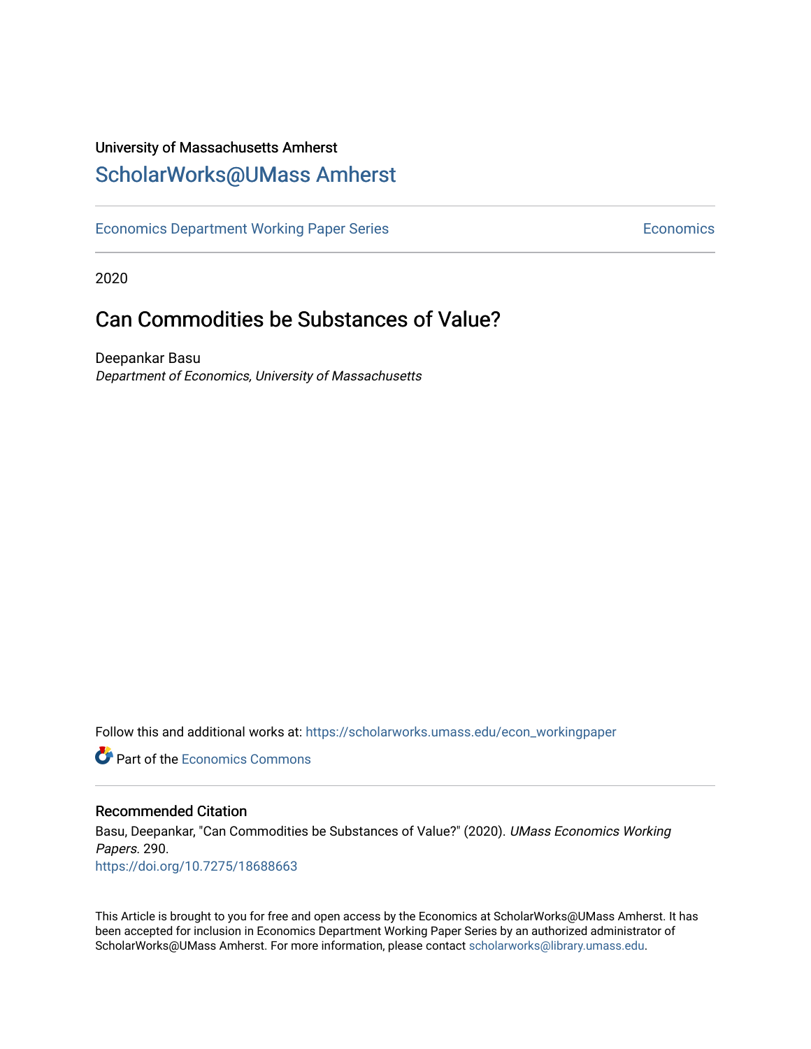University of Massachusetts Amherst

# ScholarWorks@UMass Amherst

Economics Department Working Paper Series | Economics

2020

## Can Commodities be Substances of Value?

Deepankar Basu

*Department of Economics, University of Massachusetts*

Follow this and additional works at: https://scholarworks.umass.edu/econ_workingpaper

Part of the Economics Commons

### Recommended Citation

Basu, Deepankar, "Can Commodities be Substances of Value?" (2020). *UMass Economics Working Papers*. 290.

https://doi.org/10.7275/18688663

This Article is brought to you for free and open access by the Economics at ScholarWorks@UMass Amherst. It has been accepted for inclusion in Economics Department Working Paper Series by an authorized administrator of ScholarWorks@UMass Amherst. For more information, please contact scholarworks@library.umass.edu.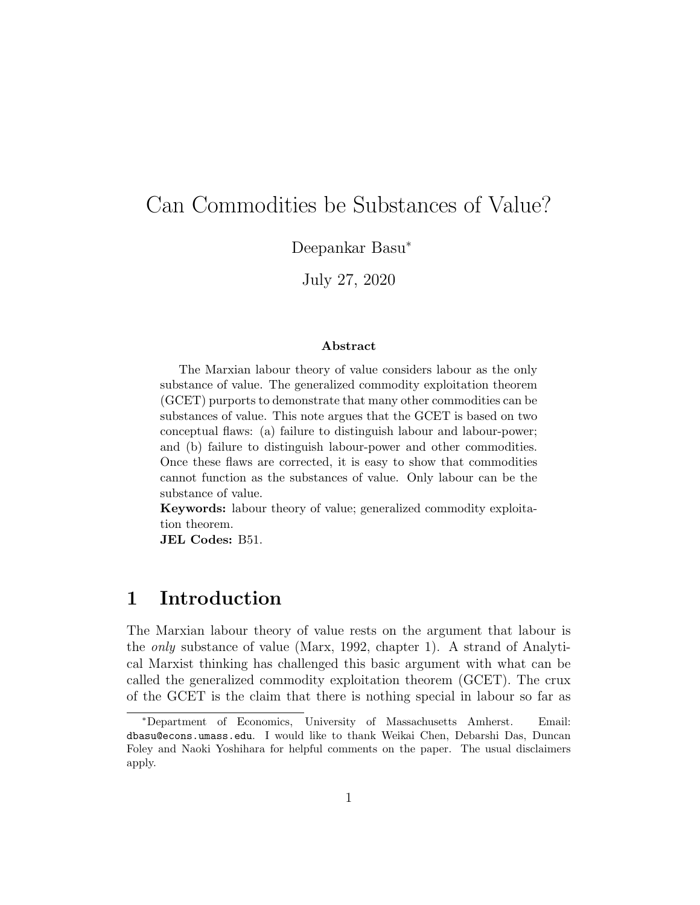# Can Commodities be Substances of Value?

Deepankar Basu*

July 27, 2020

### Abstract

The Marxian labour theory of value considers labour as the only substance of value. The generalized commodity exploitation theorem (GCET) purports to demonstrate that many other commodities can be substances of value. This note argues that the GCET is based on two conceptual flaws: (a) failure to distinguish labour and labour-power; and (b) failure to distinguish labour-power and other commodities. Once these flaws are corrected, it is easy to show that commodities cannot function as the substances of value. Only labour can be the substance of value.

**Keywords:** labour theory of value; generalized commodity exploitation theorem.

**JEL Codes:** B51.

## 1 Introduction

The Marxian labour theory of value rests on the argument that labour is the *only* substance of value (Marx, 1992, chapter 1). A strand of Analytical Marxist thinking has challenged this basic argument with what can be called the generalized commodity exploitation theorem (GCET). The crux of the GCET is the claim that there is nothing special in labour so far as

---

*Department of Economics, University of Massachusetts Amherst. Email: dbasu@econs.umass.edu. I would like to thank Weikai Chen, Debarshi Das, Duncan Foley and Naoki Yoshihara for helpful comments on the paper. The usual disclaimers apply.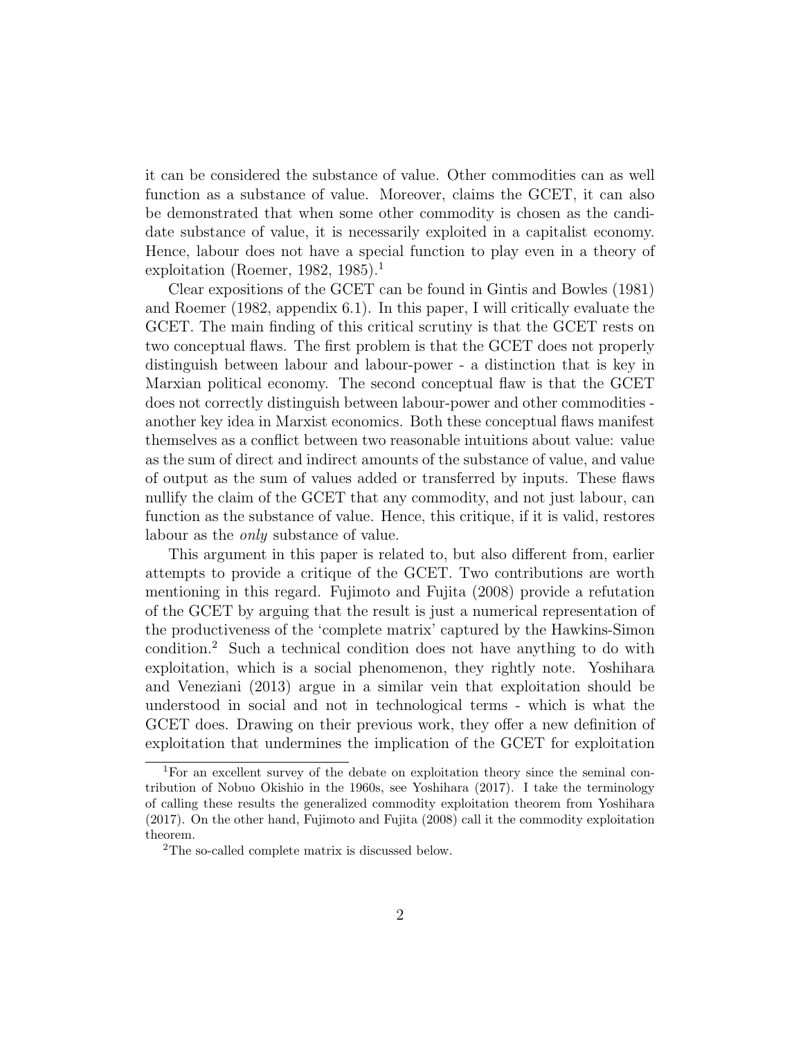it can be considered the substance of value. Other commodities can as well function as a substance of value. Moreover, claims the GCET, it can also be demonstrated that when some other commodity is chosen as the candidate substance of value, it is necessarily exploited in a capitalist economy. Hence, labour does not have a special function to play even in a theory of exploitation (Roemer, 1982, 1985).[1]

Clear expositions of the GCET can be found in Gintis and Bowles (1981) and Roemer (1982, appendix 6.1). In this paper, I will critically evaluate the GCET. The main finding of this critical scrutiny is that the GCET rests on two conceptual flaws. The first problem is that the GCET does not properly distinguish between labour and labour-power - a distinction that is key in Marxian political economy. The second conceptual flaw is that the GCET does not correctly distinguish between labour-power and other commodities - another key idea in Marxist economics. Both these conceptual flaws manifest themselves as a conflict between two reasonable intuitions about value: value as the sum of direct and indirect amounts of the substance of value, and value of output as the sum of values added or transferred by inputs. These flaws nullify the claim of the GCET that any commodity, and not just labour, can function as the substance of value. Hence, this critique, if it is valid, restores labour as the *only* substance of value.

This argument in this paper is related to, but also different from, earlier attempts to provide a critique of the GCET. Two contributions are worth mentioning in this regard. Fujimoto and Fujita (2008) provide a refutation of the GCET by arguing that the result is just a numerical representation of the productiveness of the 'complete matrix' captured by the Hawkins-Simon condition.[2] Such a technical condition does not have anything to do with exploitation, which is a social phenomenon, they rightly note. Yoshihara and Veneziani (2013) argue in a similar vein that exploitation should be understood in social and not in technological terms - which is what the GCET does. Drawing on their previous work, they offer a new definition of exploitation that undermines the implication of the GCET for exploitation

[1] For an excellent survey of the debate on exploitation theory since the seminal contribution of Nobuo Okishio in the 1960s, see Yoshihara (2017). I take the terminology of calling these results the generalized commodity exploitation theorem from Yoshihara (2017). On the other hand, Fujimoto and Fujita (2008) call it the commodity exploitation theorem.

[2] The so-called complete matrix is discussed below.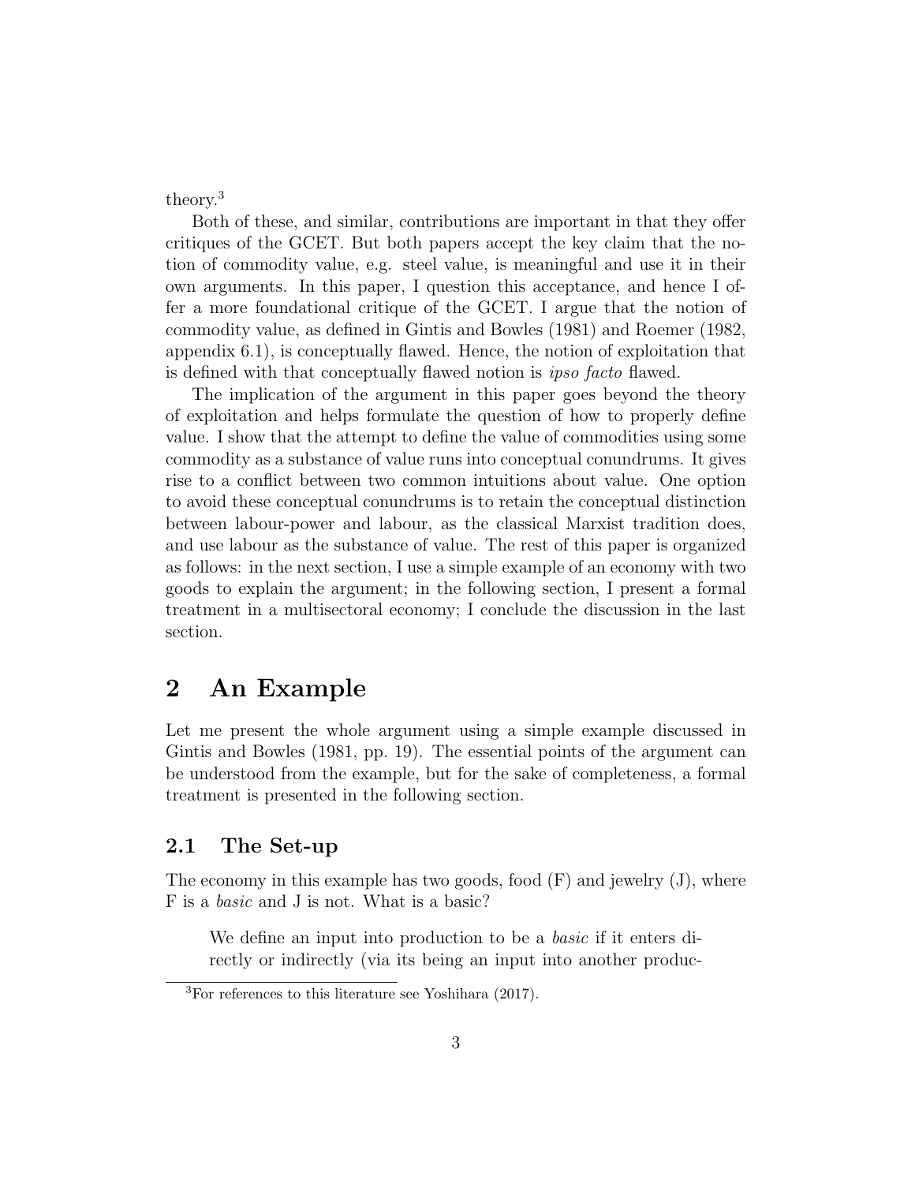theory.[3]

Both of these, and similar, contributions are important in that they offer critiques of the GCET. But both papers accept the key claim that the notion of commodity value, e.g. steel value, is meaningful and use it in their own arguments. In this paper, I question this acceptance, and hence I offer a more foundational critique of the GCET. I argue that the notion of commodity value, as defined in Gintis and Bowles (1981) and Roemer (1982, appendix 6.1), is conceptually flawed. Hence, the notion of exploitation that is defined with that conceptually flawed notion is *ipso facto* flawed.

The implication of the argument in this paper goes beyond the theory of exploitation and helps formulate the question of how to properly define value. I show that the attempt to define the value of commodities using some commodity as a substance of value runs into conceptual conundrums. It gives rise to a conflict between two common intuitions about value. One option to avoid these conceptual conundrums is to retain the conceptual distinction between labour-power and labour, as the classical Marxist tradition does, and use labour as the substance of value. The rest of this paper is organized as follows: in the next section, I use a simple example of an economy with two goods to explain the argument; in the following section, I present a formal treatment in a multisectoral economy; I conclude the discussion in the last section.

## 2 An Example

Let me present the whole argument using a simple example discussed in Gintis and Bowles (1981, pp. 19). The essential points of the argument can be understood from the example, but for the sake of completeness, a formal treatment is presented in the following section.

### 2.1 The Set-up

The economy in this example has two goods, food (F) and jewelry (J), where F is a *basic* and J is not. What is a basic?

> We define an input into production to be a *basic* if it enters directly or indirectly (via its being an input into another produc-

[3] For references to this literature see Yoshihara (2017).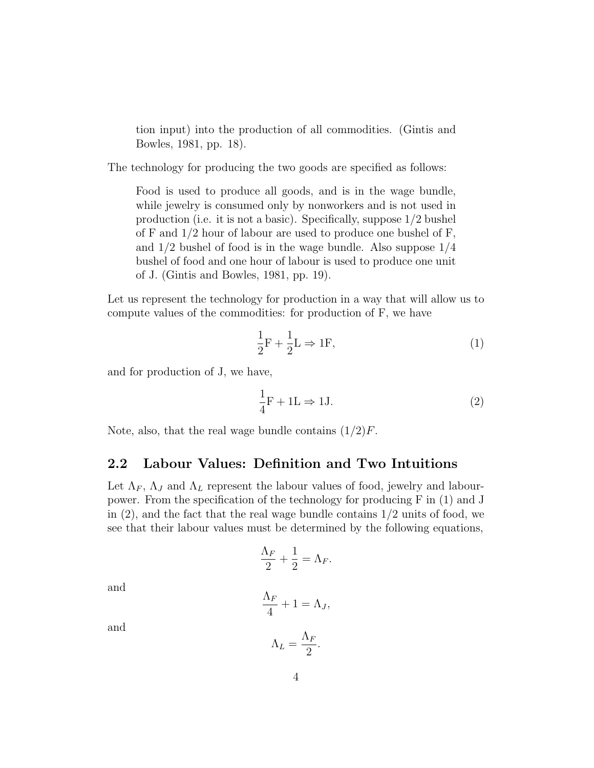> tion input) into the production of all commodities. (Gintis and Bowles, 1981, pp. 18).

The technology for producing the two goods are specified as follows:

> Food is used to produce all goods, and is in the wage bundle, while jewelry is consumed only by nonworkers and is not used in production (i.e. it is not a basic). Specifically, suppose 1/2 bushel of F and 1/2 hour of labour are used to produce one bushel of F, and 1/2 bushel of food is in the wage bundle. Also suppose 1/4 bushel of food and one hour of labour is used to produce one unit of J. (Gintis and Bowles, 1981, pp. 19).

Let us represent the technology for production in a way that will allow us to compute values of the commodities: for production of F, we have

$$\frac{1}{2}\text{F} + \frac{1}{2}\text{L} \Rightarrow 1\text{F}, \tag{1}$$

and for production of J, we have,

$$\frac{1}{4}\text{F} + 1\text{L} \Rightarrow 1\text{J}. \tag{2}$$

Note, also, that the real wage bundle contains $(1/2)F$.

## 2.2 Labour Values: Definition and Two Intuitions

Let $\Lambda_F$, $\Lambda_J$ and $\Lambda_L$ represent the labour values of food, jewelry and labour-power. From the specification of the technology for producing F in (1) and J in (2), and the fact that the real wage bundle contains 1/2 units of food, we see that their labour values must be determined by the following equations,

$$\frac{\Lambda_F}{2} + \frac{1}{2} = \Lambda_F.$$

and

$$\frac{\Lambda_F}{4} + 1 = \Lambda_J,$$

and

$$\Lambda_L = \frac{\Lambda_F}{2}.$$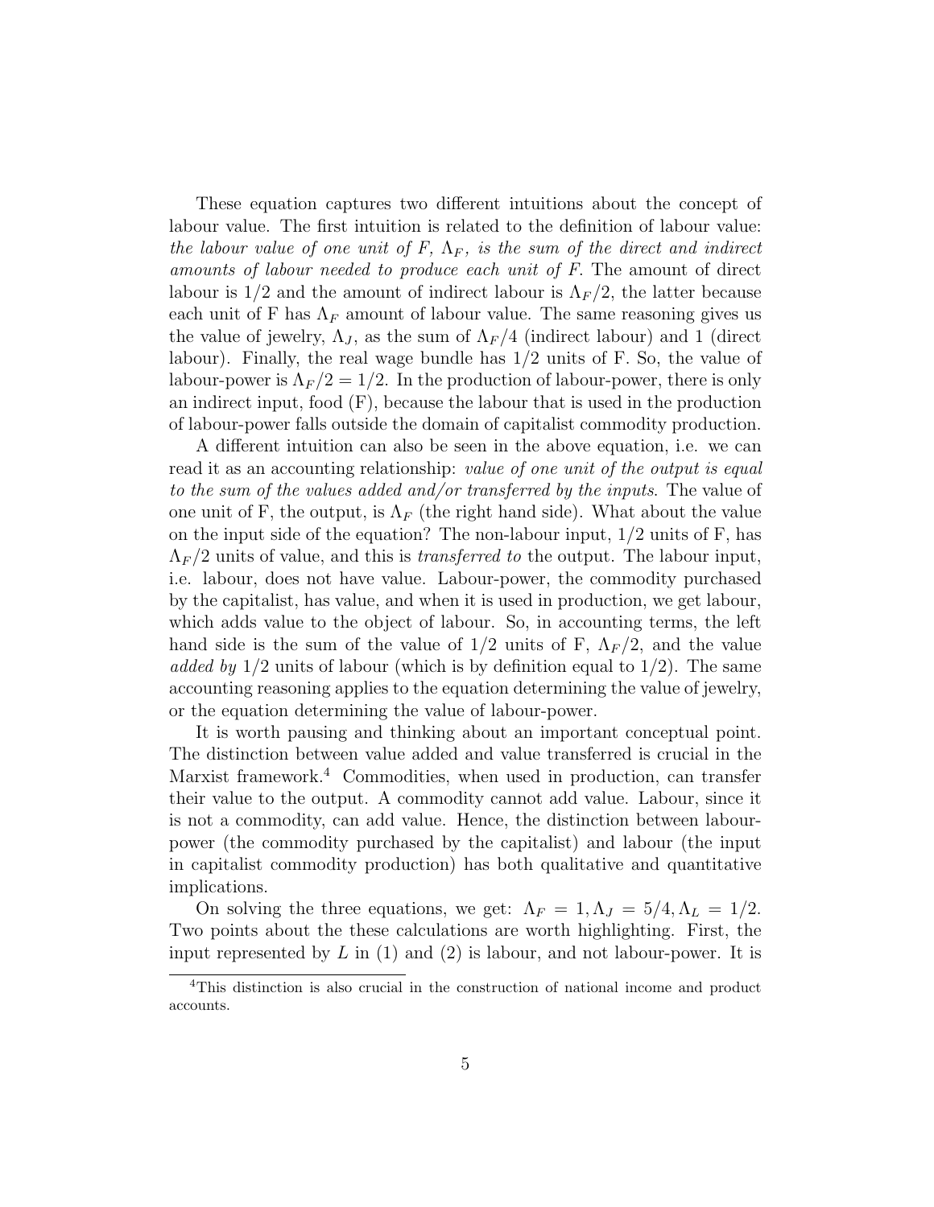These equation captures two different intuitions about the concept of labour value. The first intuition is related to the definition of labour value: *the labour value of one unit of F, $\Lambda_F$, is the sum of the direct and indirect amounts of labour needed to produce each unit of F.* The amount of direct labour is 1/2 and the amount of indirect labour is $\Lambda_F/2$, the latter because each unit of F has $\Lambda_F$ amount of labour value. The same reasoning gives us the value of jewelry, $\Lambda_J$, as the sum of $\Lambda_F/4$ (indirect labour) and 1 (direct labour). Finally, the real wage bundle has 1/2 units of F. So, the value of labour-power is $\Lambda_F/2 = 1/2$. In the production of labour-power, there is only an indirect input, food (F), because the labour that is used in the production of labour-power falls outside the domain of capitalist commodity production.

A different intuition can also be seen in the above equation, i.e. we can read it as an accounting relationship: *value of one unit of the output is equal to the sum of the values added and/or transferred by the inputs*. The value of one unit of F, the output, is $\Lambda_F$ (the right hand side). What about the value on the input side of the equation? The non-labour input, 1/2 units of F, has $\Lambda_F/2$ units of value, and this is *transferred to* the output. The labour input, i.e. labour, does not have value. Labour-power, the commodity purchased by the capitalist, has value, and when it is used in production, we get labour, which adds value to the object of labour. So, in accounting terms, the left hand side is the sum of the value of 1/2 units of F, $\Lambda_F/2$, and the value *added by* 1/2 units of labour (which is by definition equal to 1/2). The same accounting reasoning applies to the equation determining the value of jewelry, or the equation determining the value of labour-power.

It is worth pausing and thinking about an important conceptual point. The distinction between value added and value transferred is crucial in the Marxist framework.[4] Commodities, when used in production, can transfer their value to the output. A commodity cannot add value. Labour, since it is not a commodity, can add value. Hence, the distinction between labour-power (the commodity purchased by the capitalist) and labour (the input in capitalist commodity production) has both qualitative and quantitative implications.

On solving the three equations, we get: $\Lambda_F = 1, \Lambda_J = 5/4, \Lambda_L = 1/2$. Two points about the these calculations are worth highlighting. First, the input represented by $L$ in (1) and (2) is labour, and not labour-power. It is

[4] This distinction is also crucial in the construction of national income and product accounts.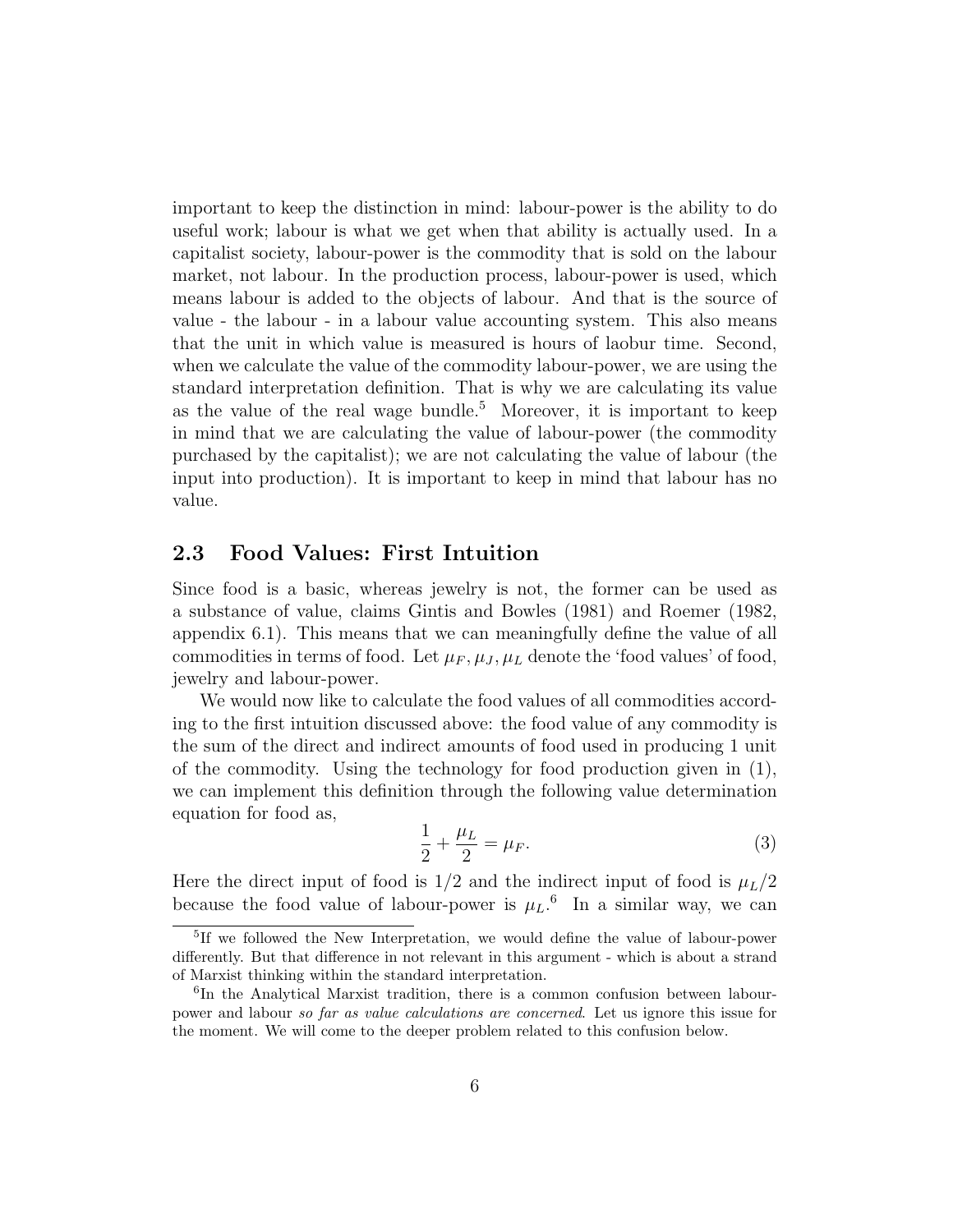important to keep the distinction in mind: labour-power is the ability to do useful work; labour is what we get when that ability is actually used. In a capitalist society, labour-power is the commodity that is sold on the labour market, not labour. In the production process, labour-power is used, which means labour is added to the objects of labour. And that is the source of value - the labour - in a labour value accounting system. This also means that the unit in which value is measured is hours of laobur time. Second, when we calculate the value of the commodity labour-power, we are using the standard interpretation definition. That is why we are calculating its value as the value of the real wage bundle.[5] Moreover, it is important to keep in mind that we are calculating the value of labour-power (the commodity purchased by the capitalist); we are not calculating the value of labour (the input into production). It is important to keep in mind that labour has no value.

### 2.3 Food Values: First Intuition

Since food is a basic, whereas jewelry is not, the former can be used as a substance of value, claims Gintis and Bowles (1981) and Roemer (1982, appendix 6.1). This means that we can meaningfully define the value of all commodities in terms of food. Let $\mu_F, \mu_J, \mu_L$ denote the 'food values' of food, jewelry and labour-power.

We would now like to calculate the food values of all commodities according to the first intuition discussed above: the food value of any commodity is the sum of the direct and indirect amounts of food used in producing 1 unit of the commodity. Using the technology for food production given in (1), we can implement this definition through the following value determination equation for food as,

$$\frac{1}{2} + \frac{\mu_L}{2} = \mu_F. \tag{3}$$

Here the direct input of food is $1/2$ and the indirect input of food is $\mu_L/2$ because the food value of labour-power is $\mu_L$.[6] In a similar way, we can

[5] If we followed the New Interpretation, we would define the value of labour-power differently. But that difference in not relevant in this argument - which is about a strand of Marxist thinking within the standard interpretation.

[6] In the Analytical Marxist tradition, there is a common confusion between labour-power and labour *so far as value calculations are concerned*. Let us ignore this issue for the moment. We will come to the deeper problem related to this confusion below.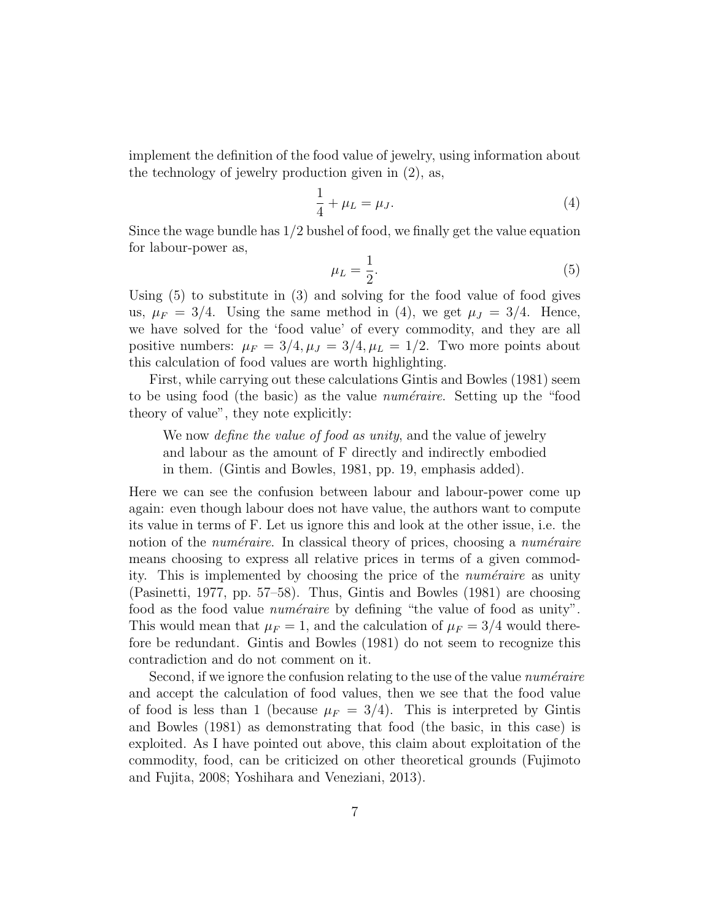implement the definition of the food value of jewelry, using information about the technology of jewelry production given in (2), as,

$$\frac{1}{4} + \mu_L = \mu_J. \tag{4}$$

Since the wage bundle has 1/2 bushel of food, we finally get the value equation for labour-power as,

$$\mu_L = \frac{1}{2}. \tag{5}$$

Using (5) to substitute in (3) and solving for the food value of food gives us, $\mu_F = 3/4$. Using the same method in (4), we get $\mu_J = 3/4$. Hence, we have solved for the 'food value' of every commodity, and they are all positive numbers: $\mu_F = 3/4, \mu_J = 3/4, \mu_L = 1/2$. Two more points about this calculation of food values are worth highlighting.

First, while carrying out these calculations Gintis and Bowles (1981) seem to be using food (the basic) as the value *numéraire*. Setting up the "food theory of value", they note explicitly:

> We now *define the value of food as unity*, and the value of jewelry and labour as the amount of F directly and indirectly embodied in them. (Gintis and Bowles, 1981, pp. 19, emphasis added).

Here we can see the confusion between labour and labour-power come up again: even though labour does not have value, the authors want to compute its value in terms of F. Let us ignore this and look at the other issue, i.e. the notion of the *numéraire*. In classical theory of prices, choosing a *numéraire* means choosing to express all relative prices in terms of a given commodity. This is implemented by choosing the price of the *numéraire* as unity (Pasinetti, 1977, pp. 57–58). Thus, Gintis and Bowles (1981) are choosing food as the food value *numéraire* by defining "the value of food as unity". This would mean that $\mu_F = 1$, and the calculation of $\mu_F = 3/4$ would therefore be redundant. Gintis and Bowles (1981) do not seem to recognize this contradiction and do not comment on it.

Second, if we ignore the confusion relating to the use of the value *numéraire* and accept the calculation of food values, then we see that the food value of food is less than 1 (because $\mu_F = 3/4$). This is interpreted by Gintis and Bowles (1981) as demonstrating that food (the basic, in this case) is exploited. As I have pointed out above, this claim about exploitation of the commodity, food, can be criticized on other theoretical grounds (Fujimoto and Fujita, 2008; Yoshihara and Veneziani, 2013).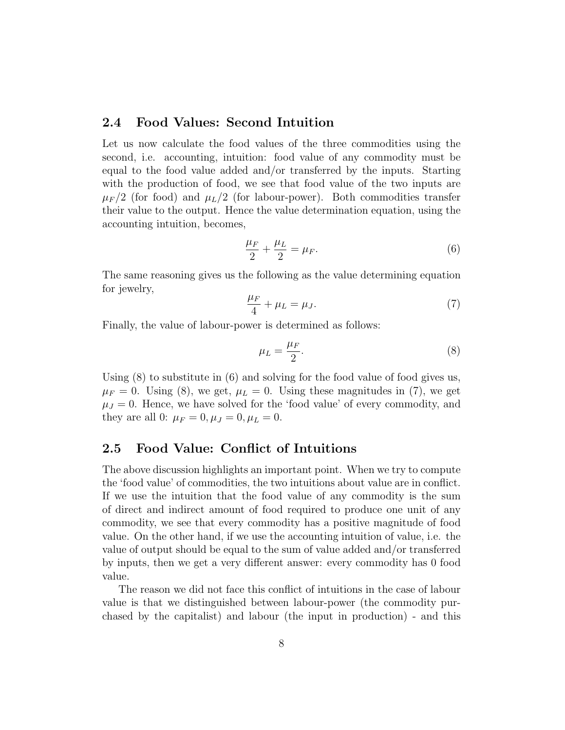## 2.4 Food Values: Second Intuition

Let us now calculate the food values of the three commodities using the second, i.e. accounting, intuition: food value of any commodity must be equal to the food value added and/or transferred by the inputs. Starting with the production of food, we see that food value of the two inputs are $\mu_F/2$ (for food) and $\mu_L/2$ (for labour-power). Both commodities transfer their value to the output. Hence the value determination equation, using the accounting intuition, becomes,

$$\frac{\mu_F}{2} + \frac{\mu_L}{2} = \mu_F. \tag{6}$$

The same reasoning gives us the following as the value determining equation for jewelry,

$$\frac{\mu_F}{4} + \mu_L = \mu_J. \tag{7}$$

Finally, the value of labour-power is determined as follows:

$$\mu_L = \frac{\mu_F}{2}. \tag{8}$$

Using (8) to substitute in (6) and solving for the food value of food gives us, $\mu_F = 0$. Using (8), we get, $\mu_L = 0$. Using these magnitudes in (7), we get $\mu_J = 0$. Hence, we have solved for the 'food value' of every commodity, and they are all 0: $\mu_F = 0, \mu_J = 0, \mu_L = 0$.

## 2.5 Food Value: Conflict of Intuitions

The above discussion highlights an important point. When we try to compute the 'food value' of commodities, the two intuitions about value are in conflict. If we use the intuition that the food value of any commodity is the sum of direct and indirect amount of food required to produce one unit of any commodity, we see that every commodity has a positive magnitude of food value. On the other hand, if we use the accounting intuition of value, i.e. the value of output should be equal to the sum of value added and/or transferred by inputs, then we get a very different answer: every commodity has 0 food value.

The reason we did not face this conflict of intuitions in the case of labour value is that we distinguished between labour-power (the commodity purchased by the capitalist) and labour (the input in production) - and this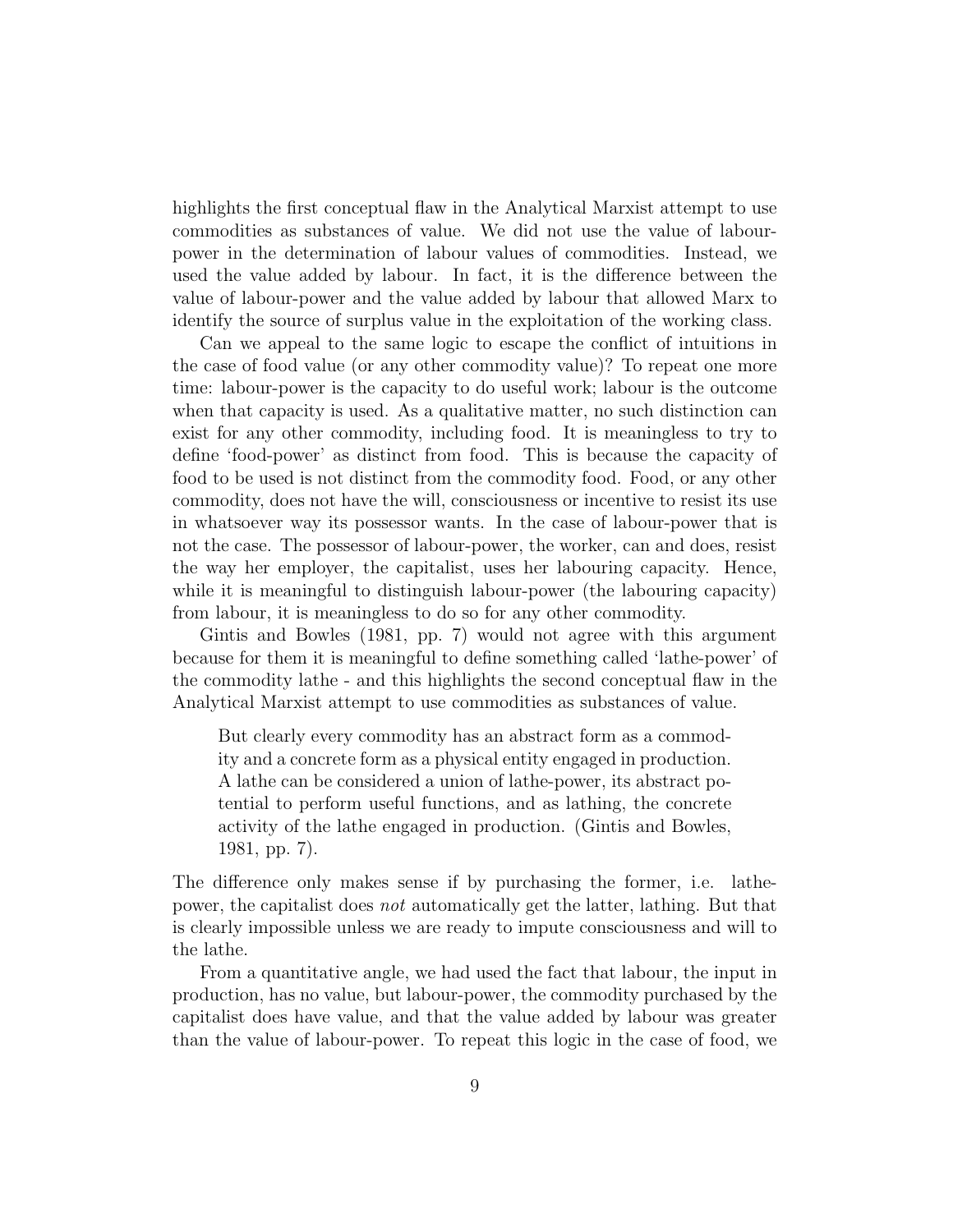highlights the first conceptual flaw in the Analytical Marxist attempt to use commodities as substances of value. We did not use the value of labour-power in the determination of labour values of commodities. Instead, we used the value added by labour. In fact, it is the difference between the value of labour-power and the value added by labour that allowed Marx to identify the source of surplus value in the exploitation of the working class.

Can we appeal to the same logic to escape the conflict of intuitions in the case of food value (or any other commodity value)? To repeat one more time: labour-power is the capacity to do useful work; labour is the outcome when that capacity is used. As a qualitative matter, no such distinction can exist for any other commodity, including food. It is meaningless to try to define 'food-power' as distinct from food. This is because the capacity of food to be used is not distinct from the commodity food. Food, or any other commodity, does not have the will, consciousness or incentive to resist its use in whatsoever way its possessor wants. In the case of labour-power that is not the case. The possessor of labour-power, the worker, can and does, resist the way her employer, the capitalist, uses her labouring capacity. Hence, while it is meaningful to distinguish labour-power (the labouring capacity) from labour, it is meaningless to do so for any other commodity.

Gintis and Bowles (1981, pp. 7) would not agree with this argument because for them it is meaningful to define something called 'lathe-power' of the commodity lathe - and this highlights the second conceptual flaw in the Analytical Marxist attempt to use commodities as substances of value.

> But clearly every commodity has an abstract form as a commodity and a concrete form as a physical entity engaged in production. A lathe can be considered a union of lathe-power, its abstract potential to perform useful functions, and as lathing, the concrete activity of the lathe engaged in production. (Gintis and Bowles, 1981, pp. 7).

The difference only makes sense if by purchasing the former, i.e. lathe-power, the capitalist does *not* automatically get the latter, lathing. But that is clearly impossible unless we are ready to impute consciousness and will to the lathe.

From a quantitative angle, we had used the fact that labour, the input in production, has no value, but labour-power, the commodity purchased by the capitalist does have value, and that the value added by labour was greater than the value of labour-power. To repeat this logic in the case of food, we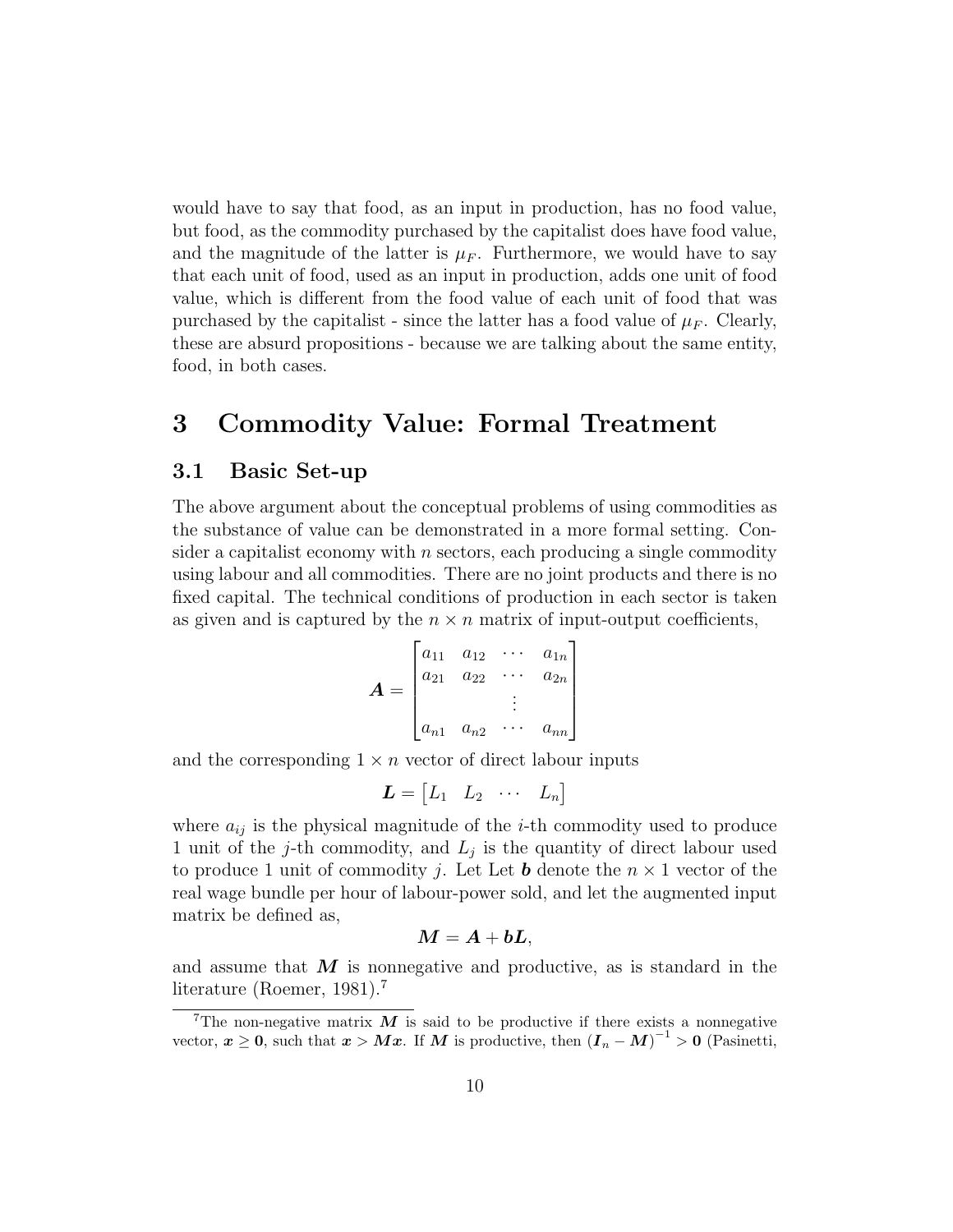would have to say that food, as an input in production, has no food value, but food, as the commodity purchased by the capitalist does have food value, and the magnitude of the latter is $\mu_F$. Furthermore, we would have to say that each unit of food, used as an input in production, adds one unit of food value, which is different from the food value of each unit of food that was purchased by the capitalist - since the latter has a food value of $\mu_F$. Clearly, these are absurd propositions - because we are talking about the same entity, food, in both cases.

# 3 Commodity Value: Formal Treatment

## 3.1 Basic Set-up

The above argument about the conceptual problems of using commodities as the substance of value can be demonstrated in a more formal setting. Consider a capitalist economy with $n$ sectors, each producing a single commodity using labour and all commodities. There are no joint products and there is no fixed capital. The technical conditions of production in each sector is taken as given and is captured by the $n \times n$ matrix of input-output coefficients,

$$\boldsymbol{A} = \begin{bmatrix} a_{11} & a_{12} & \cdots & a_{1n} \\ a_{21} & a_{22} & \cdots & a_{2n} \\ & & \vdots & \\ a_{n1} & a_{n2} & \cdots & a_{nn} \end{bmatrix}$$

and the corresponding $1 \times n$ vector of direct labour inputs

$$\boldsymbol{L} = \begin{bmatrix} L_1 & L_2 & \cdots & L_n \end{bmatrix}$$

where $a_{ij}$ is the physical magnitude of the $i$-th commodity used to produce 1 unit of the $j$-th commodity, and $L_j$ is the quantity of direct labour used to produce 1 unit of commodity $j$. Let Let $\boldsymbol{b}$ denote the $n \times 1$ vector of the real wage bundle per hour of labour-power sold, and let the augmented input matrix be defined as,

$$\boldsymbol{M} = \boldsymbol{A} + \boldsymbol{b}\boldsymbol{L},$$

and assume that $\boldsymbol{M}$ is nonnegative and productive, as is standard in the literature (Roemer, 1981).[7]

[7] The non-negative matrix $\boldsymbol{M}$ is said to be productive if there exists a nonnegative vector, $\boldsymbol{x} \geq \boldsymbol{0}$, such that $\boldsymbol{x} > \boldsymbol{M}\boldsymbol{x}$. If $\boldsymbol{M}$ is productive, then $(\boldsymbol{I}_n - \boldsymbol{M})^{-1} > \boldsymbol{0}$ (Pasinetti,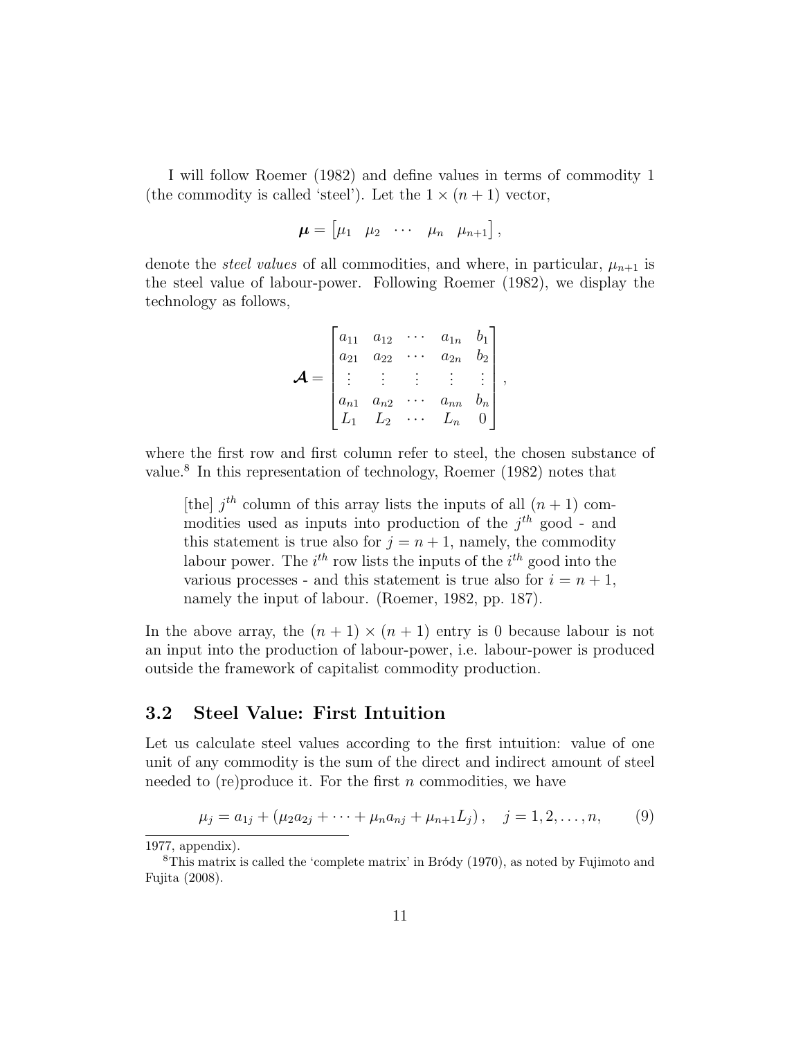I will follow Roemer (1982) and define values in terms of commodity 1 (the commodity is called 'steel'). Let the $1 \times (n+1)$ vector,

$$\boldsymbol{\mu} = \begin{bmatrix} \mu_1 & \mu_2 & \cdots & \mu_n & \mu_{n+1} \end{bmatrix},$$

denote the *steel values* of all commodities, and where, in particular, $\mu_{n+1}$ is the steel value of labour-power. Following Roemer (1982), we display the technology as follows,

$$\boldsymbol{\mathcal{A}} = \begin{bmatrix} a_{11} & a_{12} & \cdots & a_{1n} & b_1 \\ a_{21} & a_{22} & \cdots & a_{2n} & b_2 \\ \vdots & \vdots & \vdots & \vdots & \vdots \\ a_{n1} & a_{n2} & \cdots & a_{nn} & b_n \\ L_1 & L_2 & \cdots & L_n & 0 \end{bmatrix},$$

where the first row and first column refer to steel, the chosen substance of value.[8] In this representation of technology, Roemer (1982) notes that

> [the] $j^{th}$ column of this array lists the inputs of all $(n+1)$ commodities used as inputs into production of the $j^{th}$ good - and this statement is true also for $j = n+1$, namely, the commodity labour power. The $i^{th}$ row lists the inputs of the $i^{th}$ good into the various processes - and this statement is true also for $i = n+1$, namely the input of labour. (Roemer, 1982, pp. 187).

In the above array, the $(n+1) \times (n+1)$ entry is 0 because labour is not an input into the production of labour-power, i.e. labour-power is produced outside the framework of capitalist commodity production.

## 3.2 Steel Value: First Intuition

Let us calculate steel values according to the first intuition: value of one unit of any commodity is the sum of the direct and indirect amount of steel needed to (re)produce it. For the first $n$ commodities, we have

$$\mu_j = a_{1j} + \left(\mu_2 a_{2j} + \cdots + \mu_n a_{nj} + \mu_{n+1} L_j\right), \quad j = 1, 2, \ldots, n, \tag{9}$$

1977, appendix).

[8] This matrix is called the 'complete matrix' in Bródy (1970), as noted by Fujimoto and Fujita (2008).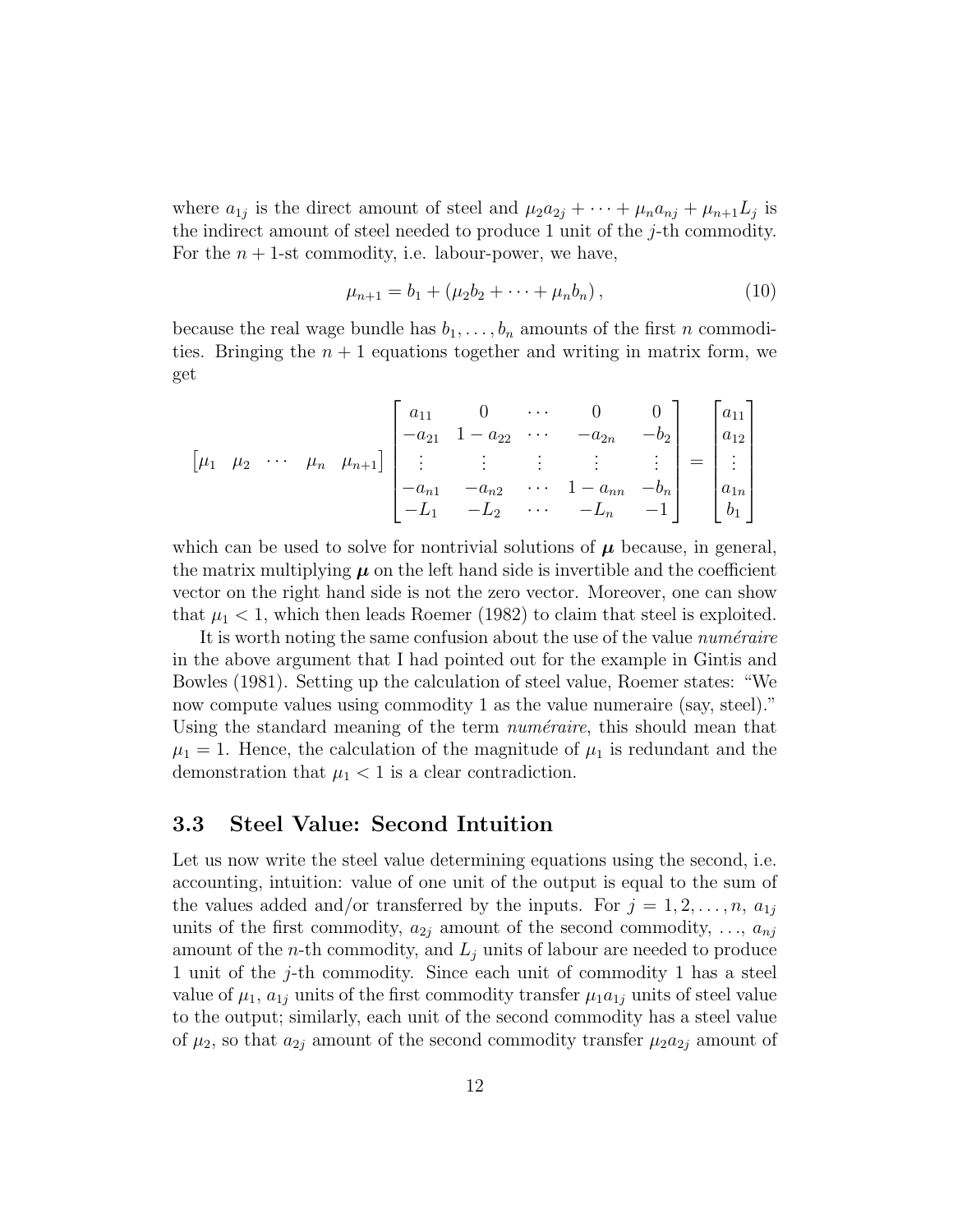where $a_{1j}$ is the direct amount of steel and $\mu_2 a_{2j} + \cdots + \mu_n a_{nj} + \mu_{n+1} L_j$ is the indirect amount of steel needed to produce 1 unit of the $j$-th commodity. For the $n+1$-st commodity, i.e. labour-power, we have,

$$\mu_{n+1} = b_1 + (\mu_2 b_2 + \cdots + \mu_n b_n), \tag{10}$$

because the real wage bundle has $b_1, \ldots, b_n$ amounts of the first $n$ commodities. Bringing the $n+1$ equations together and writing in matrix form, we get

$$\begin{bmatrix} \mu_1 & \mu_2 & \cdots & \mu_n & \mu_{n+1} \end{bmatrix} \begin{bmatrix} a_{11} & 0 & \cdots & 0 & 0 \\ -a_{21} & 1-a_{22} & \cdots & -a_{2n} & -b_2 \\ \vdots & \vdots & \vdots & \vdots & \vdots \\ -a_{n1} & -a_{n2} & \cdots & 1-a_{nn} & -b_n \\ -L_1 & -L_2 & \cdots & -L_n & -1 \end{bmatrix} = \begin{bmatrix} a_{11} \\ a_{12} \\ \vdots \\ a_{1n} \\ b_1 \end{bmatrix}$$

which can be used to solve for nontrivial solutions of $\boldsymbol{\mu}$ because, in general, the matrix multiplying $\boldsymbol{\mu}$ on the left hand side is invertible and the coefficient vector on the right hand side is not the zero vector. Moreover, one can show that $\mu_1 < 1$, which then leads Roemer (1982) to claim that steel is exploited.

It is worth noting the same confusion about the use of the value *numéraire* in the above argument that I had pointed out for the example in Gintis and Bowles (1981). Setting up the calculation of steel value, Roemer states: "We now compute values using commodity 1 as the value numeraire (say, steel)." Using the standard meaning of the term *numéraire*, this should mean that $\mu_1 = 1$. Hence, the calculation of the magnitude of $\mu_1$ is redundant and the demonstration that $\mu_1 < 1$ is a clear contradiction.

### 3.3 Steel Value: Second Intuition

Let us now write the steel value determining equations using the second, i.e. accounting, intuition: value of one unit of the output is equal to the sum of the values added and/or transferred by the inputs. For $j = 1, 2, \ldots, n$, $a_{1j}$ units of the first commodity, $a_{2j}$ amount of the second commodity, $\ldots$, $a_{nj}$ amount of the $n$-th commodity, and $L_j$ units of labour are needed to produce 1 unit of the $j$-th commodity. Since each unit of commodity 1 has a steel value of $\mu_1$, $a_{1j}$ units of the first commodity transfer $\mu_1 a_{1j}$ units of steel value to the output; similarly, each unit of the second commodity has a steel value of $\mu_2$, so that $a_{2j}$ amount of the second commodity transfer $\mu_2 a_{2j}$ amount of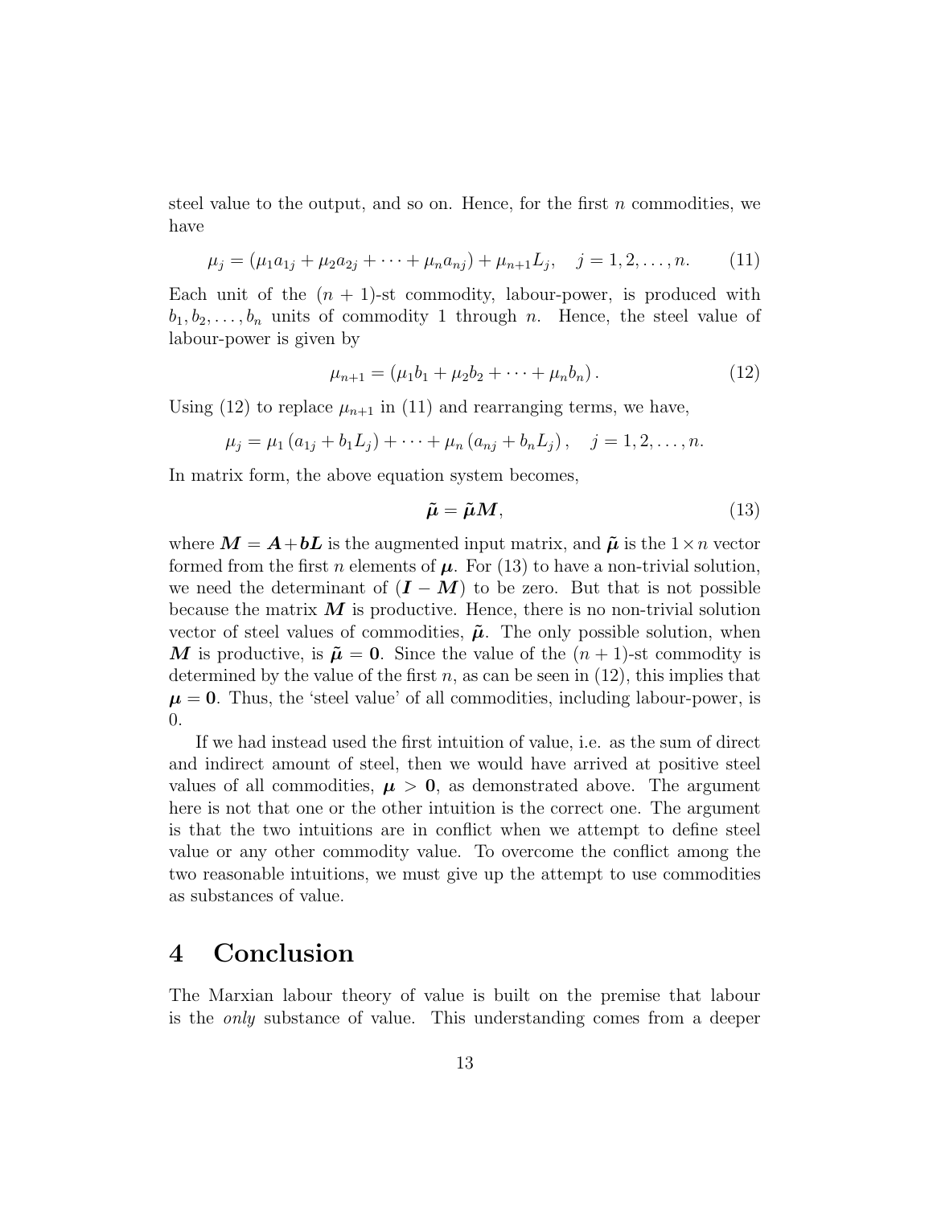steel value to the output, and so on. Hence, for the first $n$ commodities, we have

$$\mu_j = (\mu_1 a_{1j} + \mu_2 a_{2j} + \cdots + \mu_n a_{nj}) + \mu_{n+1} L_j, \quad j = 1, 2, \ldots, n. \tag{11}$$

Each unit of the $(n+1)$-st commodity, labour-power, is produced with $b_1, b_2, \ldots, b_n$ units of commodity 1 through $n$. Hence, the steel value of labour-power is given by

$$\mu_{n+1} = (\mu_1 b_1 + \mu_2 b_2 + \cdots + \mu_n b_n). \tag{12}$$

Using (12) to replace $\mu_{n+1}$ in (11) and rearranging terms, we have,

$$\mu_j = \mu_1 (a_{1j} + b_1 L_j) + \cdots + \mu_n (a_{nj} + b_n L_j), \quad j = 1, 2, \ldots, n.$$

In matrix form, the above equation system becomes,

$$\tilde{\boldsymbol{\mu}} = \tilde{\boldsymbol{\mu}} \boldsymbol{M}, \tag{13}$$

where $\boldsymbol{M} = \boldsymbol{A} + \boldsymbol{b}\boldsymbol{L}$ is the augmented input matrix, and $\tilde{\boldsymbol{\mu}}$ is the $1 \times n$ vector formed from the first $n$ elements of $\boldsymbol{\mu}$. For (13) to have a non-trivial solution, we need the determinant of $(\boldsymbol{I} - \boldsymbol{M})$ to be zero. But that is not possible because the matrix $\boldsymbol{M}$ is productive. Hence, there is no non-trivial solution vector of steel values of commodities, $\tilde{\boldsymbol{\mu}}$. The only possible solution, when $\boldsymbol{M}$ is productive, is $\tilde{\boldsymbol{\mu}} = \boldsymbol{0}$. Since the value of the $(n+1)$-st commodity is determined by the value of the first $n$, as can be seen in (12), this implies that $\boldsymbol{\mu} = \boldsymbol{0}$. Thus, the 'steel value' of all commodities, including labour-power, is 0.

If we had instead used the first intuition of value, i.e. as the sum of direct and indirect amount of steel, then we would have arrived at positive steel values of all commodities, $\boldsymbol{\mu} > \boldsymbol{0}$, as demonstrated above. The argument here is not that one or the other intuition is the correct one. The argument is that the two intuitions are in conflict when we attempt to define steel value or any other commodity value. To overcome the conflict among the two reasonable intuitions, we must give up the attempt to use commodities as substances of value.

# 4 Conclusion

The Marxian labour theory of value is built on the premise that labour is the *only* substance of value. This understanding comes from a deeper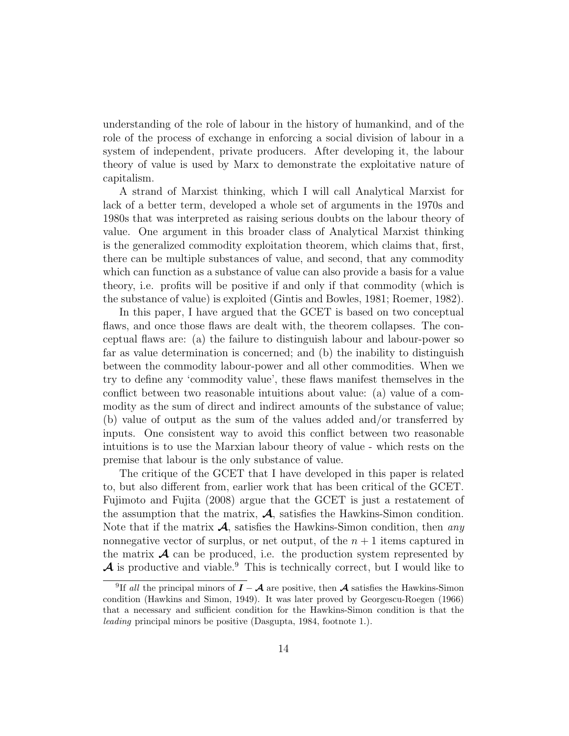understanding of the role of labour in the history of humankind, and of the role of the process of exchange in enforcing a social division of labour in a system of independent, private producers. After developing it, the labour theory of value is used by Marx to demonstrate the exploitative nature of capitalism.

A strand of Marxist thinking, which I will call Analytical Marxist for lack of a better term, developed a whole set of arguments in the 1970s and 1980s that was interpreted as raising serious doubts on the labour theory of value. One argument in this broader class of Analytical Marxist thinking is the generalized commodity exploitation theorem, which claims that, first, there can be multiple substances of value, and second, that any commodity which can function as a substance of value can also provide a basis for a value theory, i.e. profits will be positive if and only if that commodity (which is the substance of value) is exploited (Gintis and Bowles, 1981; Roemer, 1982).

In this paper, I have argued that the GCET is based on two conceptual flaws, and once those flaws are dealt with, the theorem collapses. The conceptual flaws are: (a) the failure to distinguish labour and labour-power so far as value determination is concerned; and (b) the inability to distinguish between the commodity labour-power and all other commodities. When we try to define any 'commodity value', these flaws manifest themselves in the conflict between two reasonable intuitions about value: (a) value of a commodity as the sum of direct and indirect amounts of the substance of value; (b) value of output as the sum of the values added and/or transferred by inputs. One consistent way to avoid this conflict between two reasonable intuitions is to use the Marxian labour theory of value - which rests on the premise that labour is the only substance of value.

The critique of the GCET that I have developed in this paper is related to, but also different from, earlier work that has been critical of the GCET. Fujimoto and Fujita (2008) argue that the GCET is just a restatement of the assumption that the matrix, $\boldsymbol{\mathcal{A}}$, satisfies the Hawkins-Simon condition. Note that if the matrix $\boldsymbol{\mathcal{A}}$, satisfies the Hawkins-Simon condition, then *any* nonnegative vector of surplus, or net output, of the $n+1$ items captured in the matrix $\boldsymbol{\mathcal{A}}$ can be produced, i.e. the production system represented by $\boldsymbol{\mathcal{A}}$ is productive and viable.[9] This is technically correct, but I would like to

[9] If *all* the principal minors of $\boldsymbol{I} - \boldsymbol{\mathcal{A}}$ are positive, then $\boldsymbol{\mathcal{A}}$ satisfies the Hawkins-Simon condition (Hawkins and Simon, 1949). It was later proved by Georgescu-Roegen (1966) that a necessary and sufficient condition for the Hawkins-Simon condition is that the *leading* principal minors be positive (Dasgupta, 1984, footnote 1.).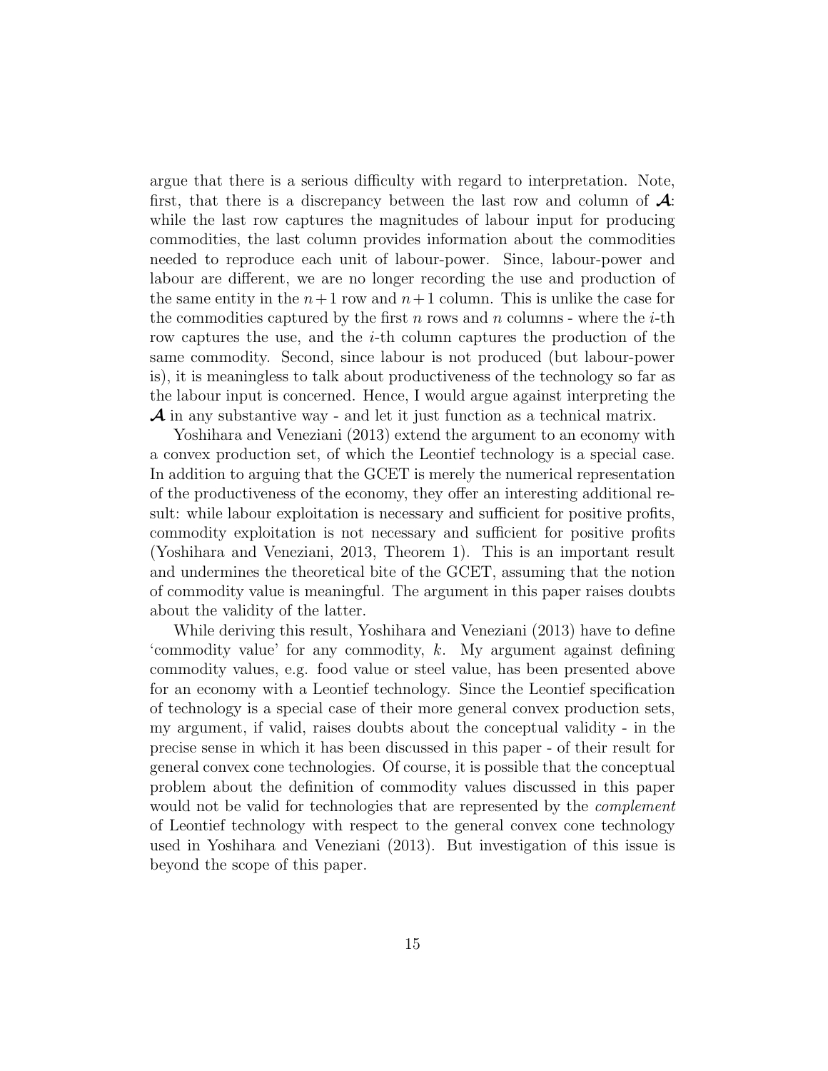argue that there is a serious difficulty with regard to interpretation. Note, first, that there is a discrepancy between the last row and column of $\boldsymbol{\mathcal{A}}$: while the last row captures the magnitudes of labour input for producing commodities, the last column provides information about the commodities needed to reproduce each unit of labour-power. Since, labour-power and labour are different, we are no longer recording the use and production of the same entity in the $n+1$ row and $n+1$ column. This is unlike the case for the commodities captured by the first $n$ rows and $n$ columns - where the $i$-th row captures the use, and the $i$-th column captures the production of the same commodity. Second, since labour is not produced (but labour-power is), it is meaningless to talk about productiveness of the technology so far as the labour input is concerned. Hence, I would argue against interpreting the $\boldsymbol{\mathcal{A}}$ in any substantive way - and let it just function as a technical matrix.

Yoshihara and Veneziani (2013) extend the argument to an economy with a convex production set, of which the Leontief technology is a special case. In addition to arguing that the GCET is merely the numerical representation of the productiveness of the economy, they offer an interesting additional result: while labour exploitation is necessary and sufficient for positive profits, commodity exploitation is not necessary and sufficient for positive profits (Yoshihara and Veneziani, 2013, Theorem 1). This is an important result and undermines the theoretical bite of the GCET, assuming that the notion of commodity value is meaningful. The argument in this paper raises doubts about the validity of the latter.

While deriving this result, Yoshihara and Veneziani (2013) have to define 'commodity value' for any commodity, $k$. My argument against defining commodity values, e.g. food value or steel value, has been presented above for an economy with a Leontief technology. Since the Leontief specification of technology is a special case of their more general convex production sets, my argument, if valid, raises doubts about the conceptual validity - in the precise sense in which it has been discussed in this paper - of their result for general convex cone technologies. Of course, it is possible that the conceptual problem about the definition of commodity values discussed in this paper would not be valid for technologies that are represented by the *complement* of Leontief technology with respect to the general convex cone technology used in Yoshihara and Veneziani (2013). But investigation of this issue is beyond the scope of this paper.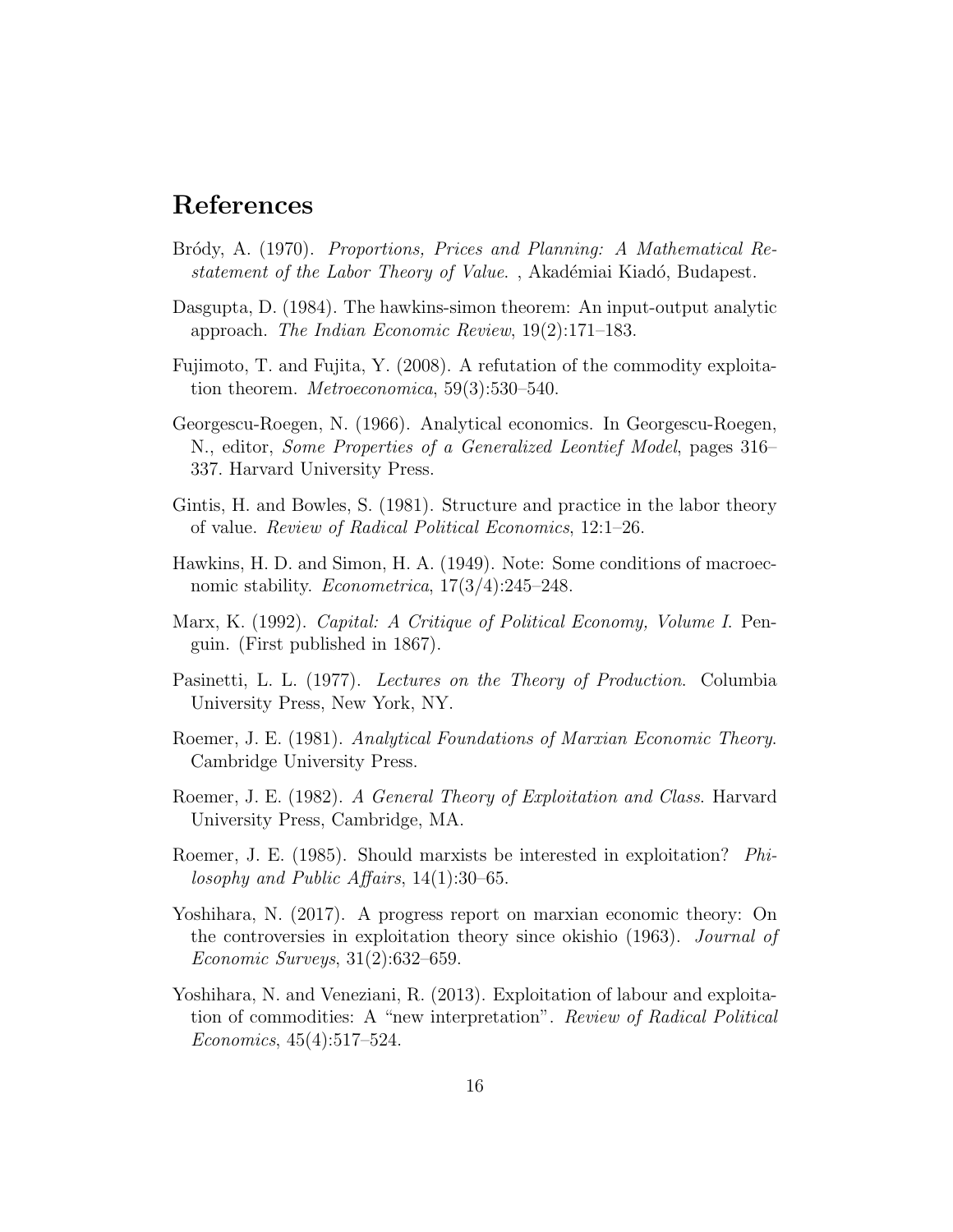# References

Bródy, A. (1970). *Proportions, Prices and Planning: A Mathematical Restatement of the Labor Theory of Value.* , Akadémiai Kiadó, Budapest.

Dasgupta, D. (1984). The hawkins-simon theorem: An input-output analytic approach. *The Indian Economic Review*, 19(2):171–183.

Fujimoto, T. and Fujita, Y. (2008). A refutation of the commodity exploitation theorem. *Metroeconomica*, 59(3):530–540.

Georgescu-Roegen, N. (1966). Analytical economics. In Georgescu-Roegen, N., editor, *Some Properties of a Generalized Leontief Model*, pages 316–337. Harvard University Press.

Gintis, H. and Bowles, S. (1981). Structure and practice in the labor theory of value. *Review of Radical Political Economics*, 12:1–26.

Hawkins, H. D. and Simon, H. A. (1949). Note: Some conditions of macroecnomic stability. *Econometrica*, 17(3/4):245–248.

Marx, K. (1992). *Capital: A Critique of Political Economy, Volume I*. Penguin. (First published in 1867).

Pasinetti, L. L. (1977). *Lectures on the Theory of Production*. Columbia University Press, New York, NY.

Roemer, J. E. (1981). *Analytical Foundations of Marxian Economic Theory*. Cambridge University Press.

Roemer, J. E. (1982). *A General Theory of Exploitation and Class*. Harvard University Press, Cambridge, MA.

Roemer, J. E. (1985). Should marxists be interested in exploitation? *Philosophy and Public Affairs*, 14(1):30–65.

Yoshihara, N. (2017). A progress report on marxian economic theory: On the controversies in exploitation theory since okishio (1963). *Journal of Economic Surveys*, 31(2):632–659.

Yoshihara, N. and Veneziani, R. (2013). Exploitation of labour and exploitation of commodities: A "new interpretation". *Review of Radical Political Economics*, 45(4):517–524.